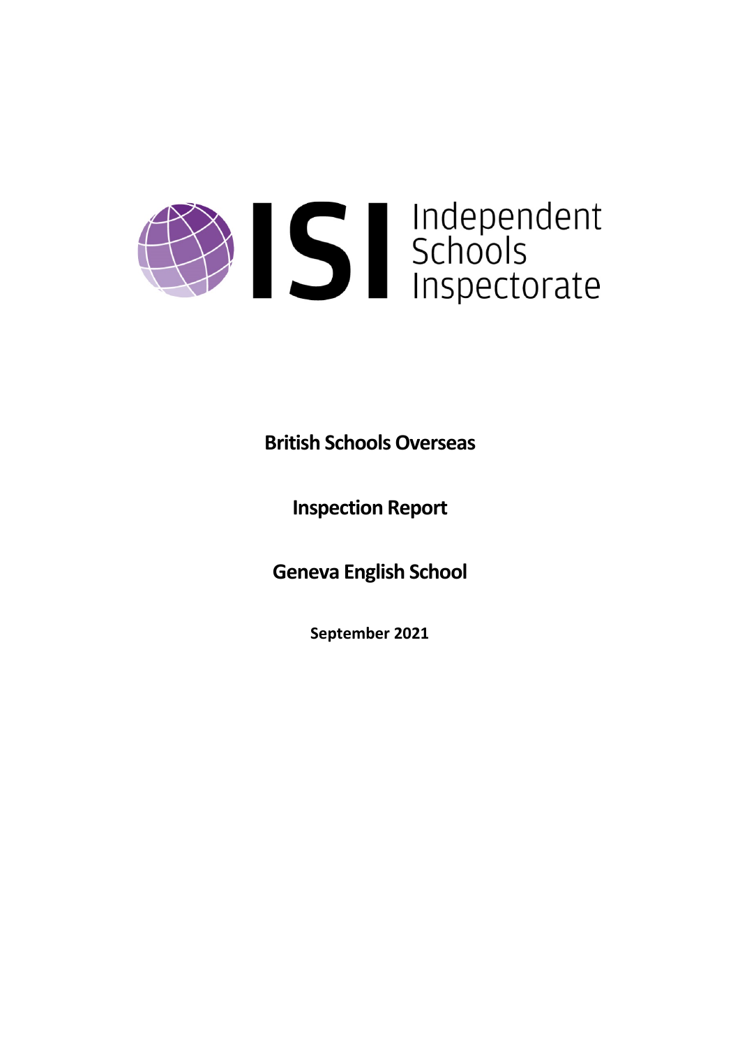ISI Independent Schools Inspectorate

**British Schools Overseas**

**Inspection Report**

**Geneva English School**

**September 2021**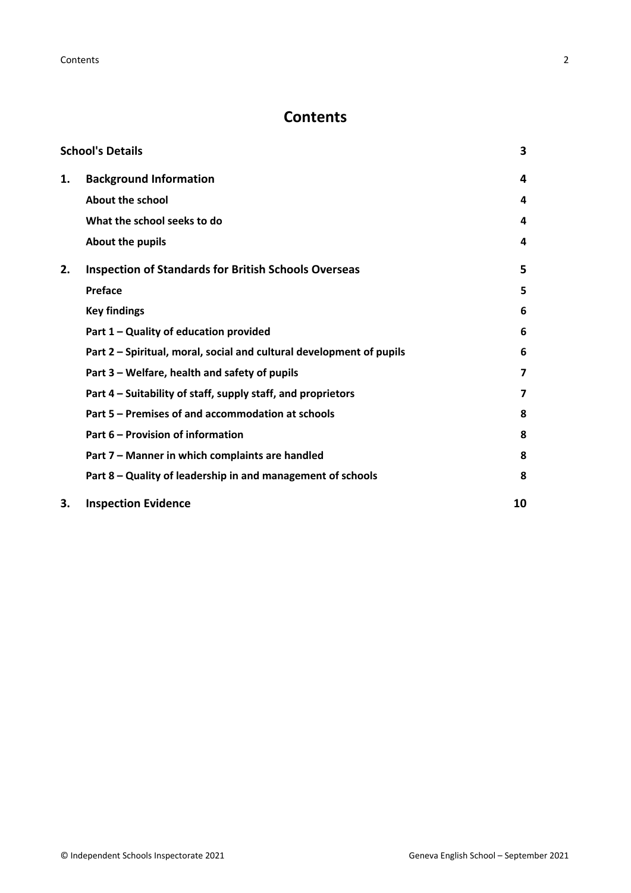# Contents

| | | |
|---|---|---|
| **School's Details** | | **3** |
| **1.** | **Background Information** | **4** |
| | **About the school** | **4** |
| | **What the school seeks to do** | **4** |
| | **About the pupils** | **4** |
| **2.** | **Inspection of Standards for British Schools Overseas** | **5** |
| | **Preface** | **5** |
| | **Key findings** | **6** |
| | **Part 1 – Quality of education provided** | **6** |
| | **Part 2 – Spiritual, moral, social and cultural development of pupils** | **6** |
| | **Part 3 – Welfare, health and safety of pupils** | **7** |
| | **Part 4 – Suitability of staff, supply staff, and proprietors** | **7** |
| | **Part 5 – Premises of and accommodation at schools** | **8** |
| | **Part 6 – Provision of information** | **8** |
| | **Part 7 – Manner in which complaints are handled** | **8** |
| | **Part 8 – Quality of leadership in and management of schools** | **8** |
| **3.** | **Inspection Evidence** | **10** |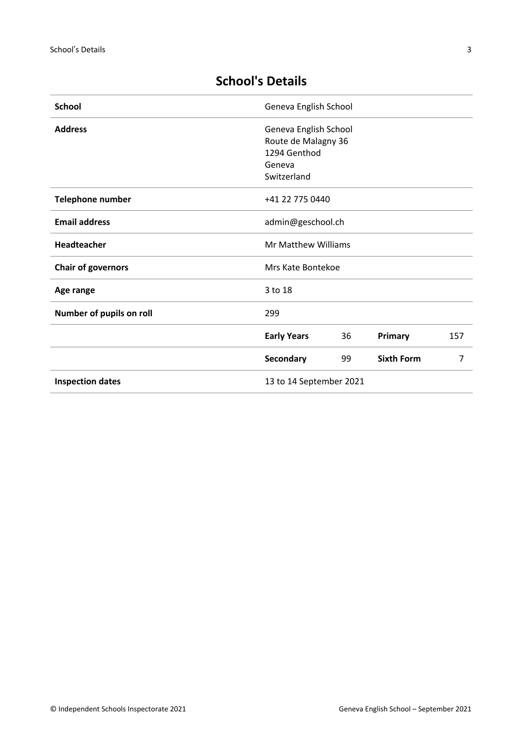# School's Details

| | | | | |
|---|---|---|---|---|
| **School** | Geneva English School | | | |
| **Address** | Geneva English School<br>Route de Malagny 36<br>1294 Genthod<br>Geneva<br>Switzerland | | | |
| **Telephone number** | +41 22 775 0440 | | | |
| **Email address** | admin@geschool.ch | | | |
| **Headteacher** | Mr Matthew Williams | | | |
| **Chair of governors** | Mrs Kate Bontekoe | | | |
| **Age range** | 3 to 18 | | | |
| **Number of pupils on roll** | 299 | | | |
| | **Early Years** | 36 | **Primary** | 157 |
| | **Secondary** | 99 | **Sixth Form** | 7 |
| **Inspection dates** | 13 to 14 September 2021 | | | |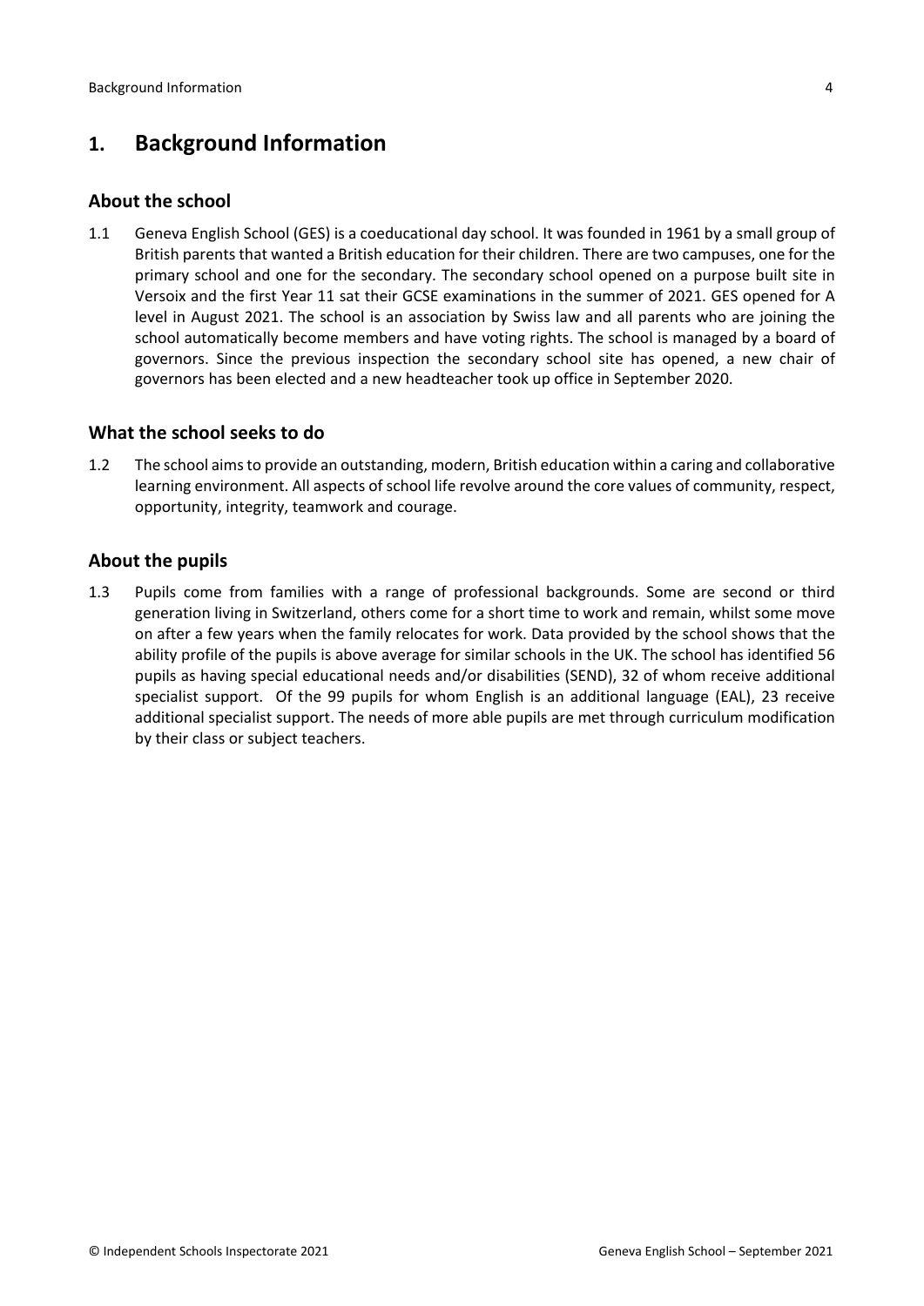## 1. Background Information

### About the school

1.1 Geneva English School (GES) is a coeducational day school. It was founded in 1961 by a small group of British parents that wanted a British education for their children. There are two campuses, one for the primary school and one for the secondary. The secondary school opened on a purpose built site in Versoix and the first Year 11 sat their GCSE examinations in the summer of 2021. GES opened for A level in August 2021. The school is an association by Swiss law and all parents who are joining the school automatically become members and have voting rights. The school is managed by a board of governors. Since the previous inspection the secondary school site has opened, a new chair of governors has been elected and a new headteacher took up office in September 2020.

### What the school seeks to do

1.2 The school aims to provide an outstanding, modern, British education within a caring and collaborative learning environment. All aspects of school life revolve around the core values of community, respect, opportunity, integrity, teamwork and courage.

### About the pupils

1.3 Pupils come from families with a range of professional backgrounds. Some are second or third generation living in Switzerland, others come for a short time to work and remain, whilst some move on after a few years when the family relocates for work. Data provided by the school shows that the ability profile of the pupils is above average for similar schools in the UK. The school has identified 56 pupils as having special educational needs and/or disabilities (SEND), 32 of whom receive additional specialist support. Of the 99 pupils for whom English is an additional language (EAL), 23 receive additional specialist support. The needs of more able pupils are met through curriculum modification by their class or subject teachers.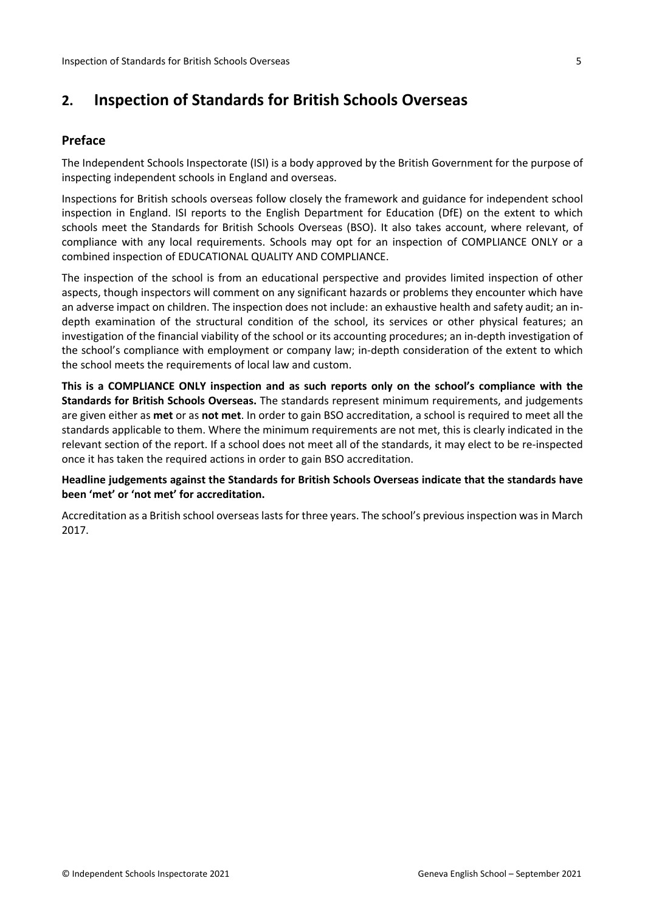## 2. Inspection of Standards for British Schools Overseas

### Preface

The Independent Schools Inspectorate (ISI) is a body approved by the British Government for the purpose of inspecting independent schools in England and overseas.

Inspections for British schools overseas follow closely the framework and guidance for independent school inspection in England. ISI reports to the English Department for Education (DfE) on the extent to which schools meet the Standards for British Schools Overseas (BSO). It also takes account, where relevant, of compliance with any local requirements. Schools may opt for an inspection of COMPLIANCE ONLY or a combined inspection of EDUCATIONAL QUALITY AND COMPLIANCE.

The inspection of the school is from an educational perspective and provides limited inspection of other aspects, though inspectors will comment on any significant hazards or problems they encounter which have an adverse impact on children. The inspection does not include: an exhaustive health and safety audit; an in-depth examination of the structural condition of the school, its services or other physical features; an investigation of the financial viability of the school or its accounting procedures; an in-depth investigation of the school's compliance with employment or company law; in-depth consideration of the extent to which the school meets the requirements of local law and custom.

**This is a COMPLIANCE ONLY inspection and as such reports only on the school's compliance with the Standards for British Schools Overseas.** The standards represent minimum requirements, and judgements are given either as **met** or as **not met**. In order to gain BSO accreditation, a school is required to meet all the standards applicable to them. Where the minimum requirements are not met, this is clearly indicated in the relevant section of the report. If a school does not meet all of the standards, it may elect to be re-inspected once it has taken the required actions in order to gain BSO accreditation.

**Headline judgements against the Standards for British Schools Overseas indicate that the standards have been 'met' or 'not met' for accreditation.**

Accreditation as a British school overseas lasts for three years. The school's previous inspection was in March 2017.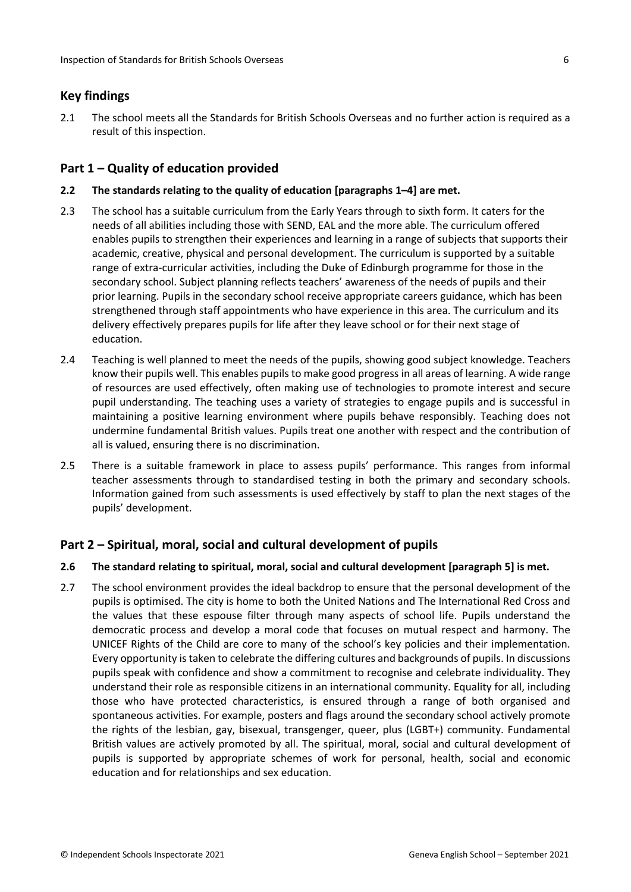## Key findings

2.1 The school meets all the Standards for British Schools Overseas and no further action is required as a result of this inspection.

## Part 1 – Quality of education provided

**2.2 The standards relating to the quality of education [paragraphs 1–4] are met.**

2.3 The school has a suitable curriculum from the Early Years through to sixth form. It caters for the needs of all abilities including those with SEND, EAL and the more able. The curriculum offered enables pupils to strengthen their experiences and learning in a range of subjects that supports their academic, creative, physical and personal development. The curriculum is supported by a suitable range of extra-curricular activities, including the Duke of Edinburgh programme for those in the secondary school. Subject planning reflects teachers' awareness of the needs of pupils and their prior learning. Pupils in the secondary school receive appropriate careers guidance, which has been strengthened through staff appointments who have experience in this area. The curriculum and its delivery effectively prepares pupils for life after they leave school or for their next stage of education.

2.4 Teaching is well planned to meet the needs of the pupils, showing good subject knowledge. Teachers know their pupils well. This enables pupils to make good progress in all areas of learning. A wide range of resources are used effectively, often making use of technologies to promote interest and secure pupil understanding. The teaching uses a variety of strategies to engage pupils and is successful in maintaining a positive learning environment where pupils behave responsibly. Teaching does not undermine fundamental British values. Pupils treat one another with respect and the contribution of all is valued, ensuring there is no discrimination.

2.5 There is a suitable framework in place to assess pupils' performance. This ranges from informal teacher assessments through to standardised testing in both the primary and secondary schools. Information gained from such assessments is used effectively by staff to plan the next stages of the pupils' development.

## Part 2 – Spiritual, moral, social and cultural development of pupils

**2.6 The standard relating to spiritual, moral, social and cultural development [paragraph 5] is met.**

2.7 The school environment provides the ideal backdrop to ensure that the personal development of the pupils is optimised. The city is home to both the United Nations and The International Red Cross and the values that these espouse filter through many aspects of school life. Pupils understand the democratic process and develop a moral code that focuses on mutual respect and harmony. The UNICEF Rights of the Child are core to many of the school's key policies and their implementation. Every opportunity is taken to celebrate the differing cultures and backgrounds of pupils. In discussions pupils speak with confidence and show a commitment to recognise and celebrate individuality. They understand their role as responsible citizens in an international community. Equality for all, including those who have protected characteristics, is ensured through a range of both organised and spontaneous activities. For example, posters and flags around the secondary school actively promote the rights of the lesbian, gay, bisexual, transgenger, queer, plus (LGBT+) community. Fundamental British values are actively promoted by all. The spiritual, moral, social and cultural development of pupils is supported by appropriate schemes of work for personal, health, social and economic education and for relationships and sex education.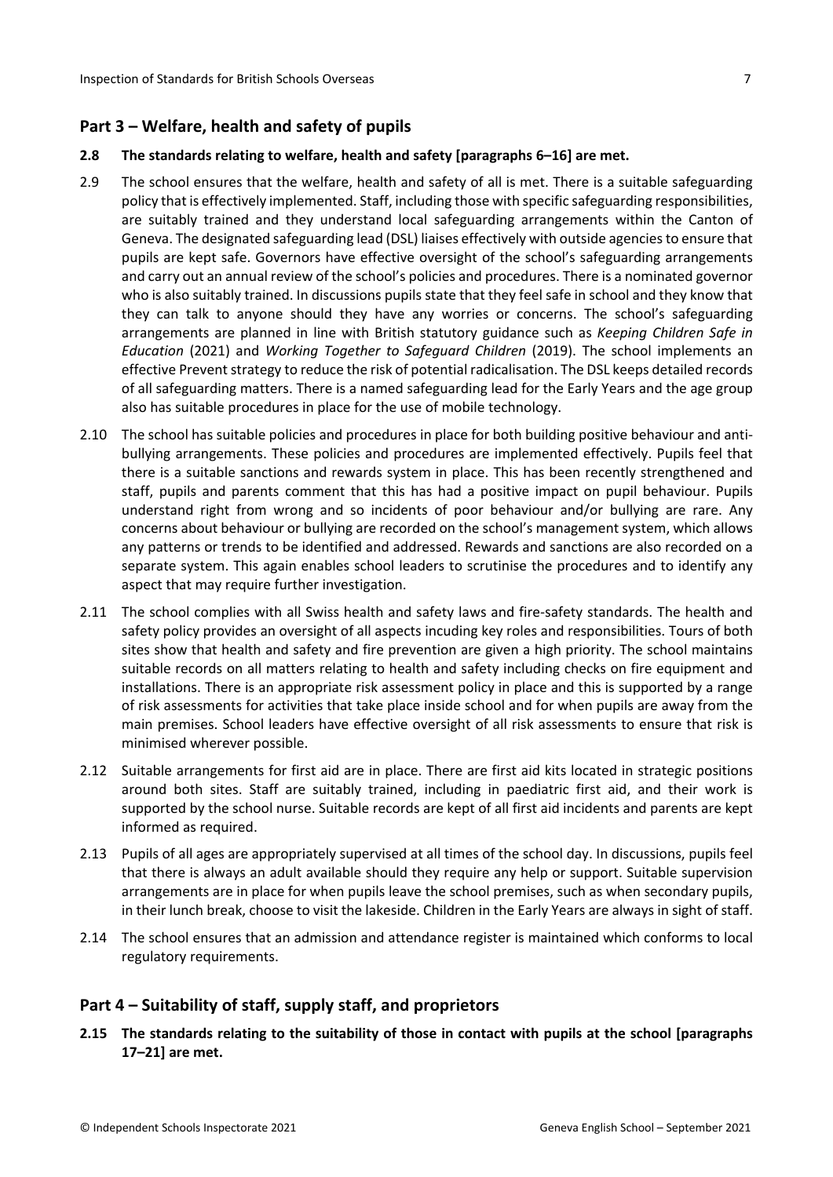## Part 3 – Welfare, health and safety of pupils

**2.8 The standards relating to welfare, health and safety [paragraphs 6–16] are met.**

2.9 The school ensures that the welfare, health and safety of all is met. There is a suitable safeguarding policy that is effectively implemented. Staff, including those with specific safeguarding responsibilities, are suitably trained and they understand local safeguarding arrangements within the Canton of Geneva. The designated safeguarding lead (DSL) liaises effectively with outside agencies to ensure that pupils are kept safe. Governors have effective oversight of the school's safeguarding arrangements and carry out an annual review of the school's policies and procedures. There is a nominated governor who is also suitably trained. In discussions pupils state that they feel safe in school and they know that they can talk to anyone should they have any worries or concerns. The school's safeguarding arrangements are planned in line with British statutory guidance such as *Keeping Children Safe in Education* (2021) and *Working Together to Safeguard Children* (2019). The school implements an effective Prevent strategy to reduce the risk of potential radicalisation. The DSL keeps detailed records of all safeguarding matters. There is a named safeguarding lead for the Early Years and the age group also has suitable procedures in place for the use of mobile technology.

2.10 The school has suitable policies and procedures in place for both building positive behaviour and anti-bullying arrangements. These policies and procedures are implemented effectively. Pupils feel that there is a suitable sanctions and rewards system in place. This has been recently strengthened and staff, pupils and parents comment that this has had a positive impact on pupil behaviour. Pupils understand right from wrong and so incidents of poor behaviour and/or bullying are rare. Any concerns about behaviour or bullying are recorded on the school's management system, which allows any patterns or trends to be identified and addressed. Rewards and sanctions are also recorded on a separate system. This again enables school leaders to scrutinise the procedures and to identify any aspect that may require further investigation.

2.11 The school complies with all Swiss health and safety laws and fire-safety standards. The health and safety policy provides an oversight of all aspects incuding key roles and responsibilities. Tours of both sites show that health and safety and fire prevention are given a high priority. The school maintains suitable records on all matters relating to health and safety including checks on fire equipment and installations. There is an appropriate risk assessment policy in place and this is supported by a range of risk assessments for activities that take place inside school and for when pupils are away from the main premises. School leaders have effective oversight of all risk assessments to ensure that risk is minimised wherever possible.

2.12 Suitable arrangements for first aid are in place. There are first aid kits located in strategic positions around both sites. Staff are suitably trained, including in paediatric first aid, and their work is supported by the school nurse. Suitable records are kept of all first aid incidents and parents are kept informed as required.

2.13 Pupils of all ages are appropriately supervised at all times of the school day. In discussions, pupils feel that there is always an adult available should they require any help or support. Suitable supervision arrangements are in place for when pupils leave the school premises, such as when secondary pupils, in their lunch break, choose to visit the lakeside. Children in the Early Years are always in sight of staff.

2.14 The school ensures that an admission and attendance register is maintained which conforms to local regulatory requirements.

## Part 4 – Suitability of staff, supply staff, and proprietors

**2.15 The standards relating to the suitability of those in contact with pupils at the school [paragraphs 17–21] are met.**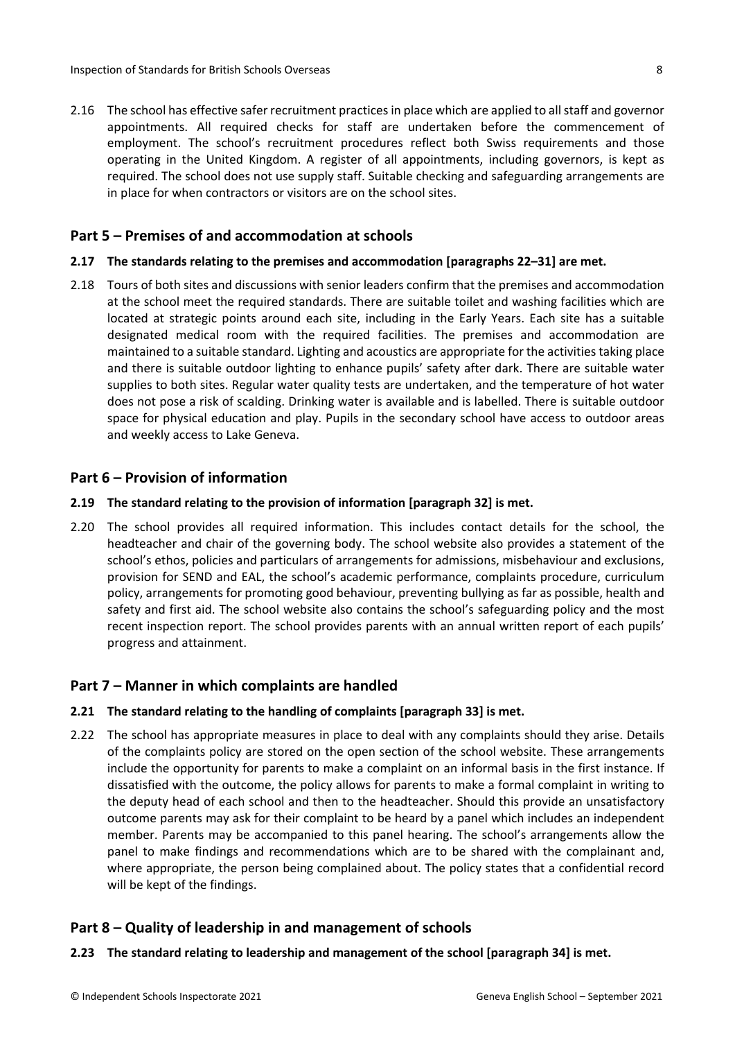2.16 The school has effective safer recruitment practices in place which are applied to all staff and governor appointments. All required checks for staff are undertaken before the commencement of employment. The school's recruitment procedures reflect both Swiss requirements and those operating in the United Kingdom. A register of all appointments, including governors, is kept as required. The school does not use supply staff. Suitable checking and safeguarding arrangements are in place for when contractors or visitors are on the school sites.

## Part 5 – Premises of and accommodation at schools

**2.17 The standards relating to the premises and accommodation [paragraphs 22–31] are met.**

2.18 Tours of both sites and discussions with senior leaders confirm that the premises and accommodation at the school meet the required standards. There are suitable toilet and washing facilities which are located at strategic points around each site, including in the Early Years. Each site has a suitable designated medical room with the required facilities. The premises and accommodation are maintained to a suitable standard. Lighting and acoustics are appropriate for the activities taking place and there is suitable outdoor lighting to enhance pupils' safety after dark. There are suitable water supplies to both sites. Regular water quality tests are undertaken, and the temperature of hot water does not pose a risk of scalding. Drinking water is available and is labelled. There is suitable outdoor space for physical education and play. Pupils in the secondary school have access to outdoor areas and weekly access to Lake Geneva.

## Part 6 – Provision of information

**2.19 The standard relating to the provision of information [paragraph 32] is met.**

2.20 The school provides all required information. This includes contact details for the school, the headteacher and chair of the governing body. The school website also provides a statement of the school's ethos, policies and particulars of arrangements for admissions, misbehaviour and exclusions, provision for SEND and EAL, the school's academic performance, complaints procedure, curriculum policy, arrangements for promoting good behaviour, preventing bullying as far as possible, health and safety and first aid. The school website also contains the school's safeguarding policy and the most recent inspection report. The school provides parents with an annual written report of each pupils' progress and attainment.

## Part 7 – Manner in which complaints are handled

**2.21 The standard relating to the handling of complaints [paragraph 33] is met.**

2.22 The school has appropriate measures in place to deal with any complaints should they arise. Details of the complaints policy are stored on the open section of the school website. These arrangements include the opportunity for parents to make a complaint on an informal basis in the first instance. If dissatisfied with the outcome, the policy allows for parents to make a formal complaint in writing to the deputy head of each school and then to the headteacher. Should this provide an unsatisfactory outcome parents may ask for their complaint to be heard by a panel which includes an independent member. Parents may be accompanied to this panel hearing. The school's arrangements allow the panel to make findings and recommendations which are to be shared with the complainant and, where appropriate, the person being complained about. The policy states that a confidential record will be kept of the findings.

## Part 8 – Quality of leadership in and management of schools

**2.23 The standard relating to leadership and management of the school [paragraph 34] is met.**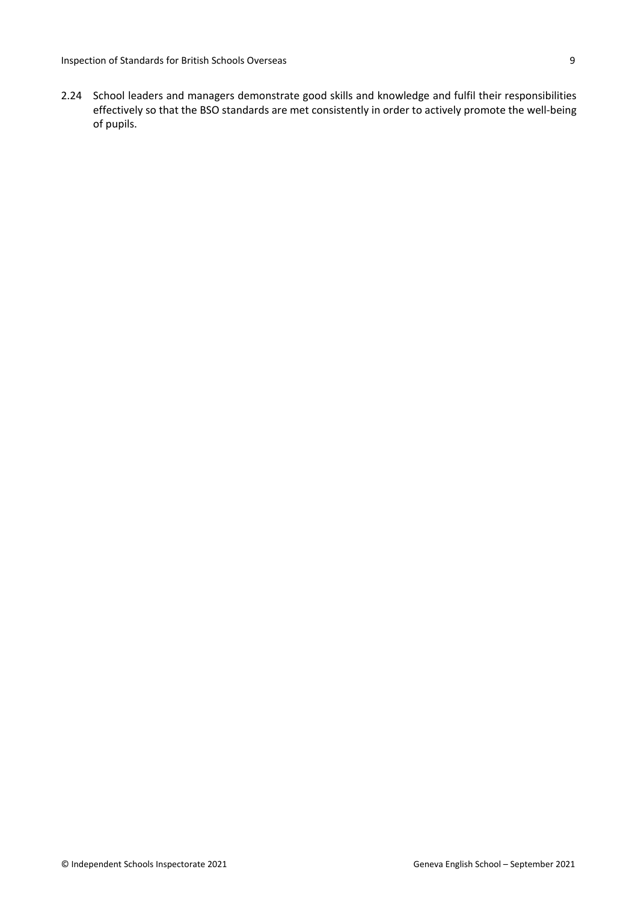2.24 School leaders and managers demonstrate good skills and knowledge and fulfil their responsibilities effectively so that the BSO standards are met consistently in order to actively promote the well-being of pupils.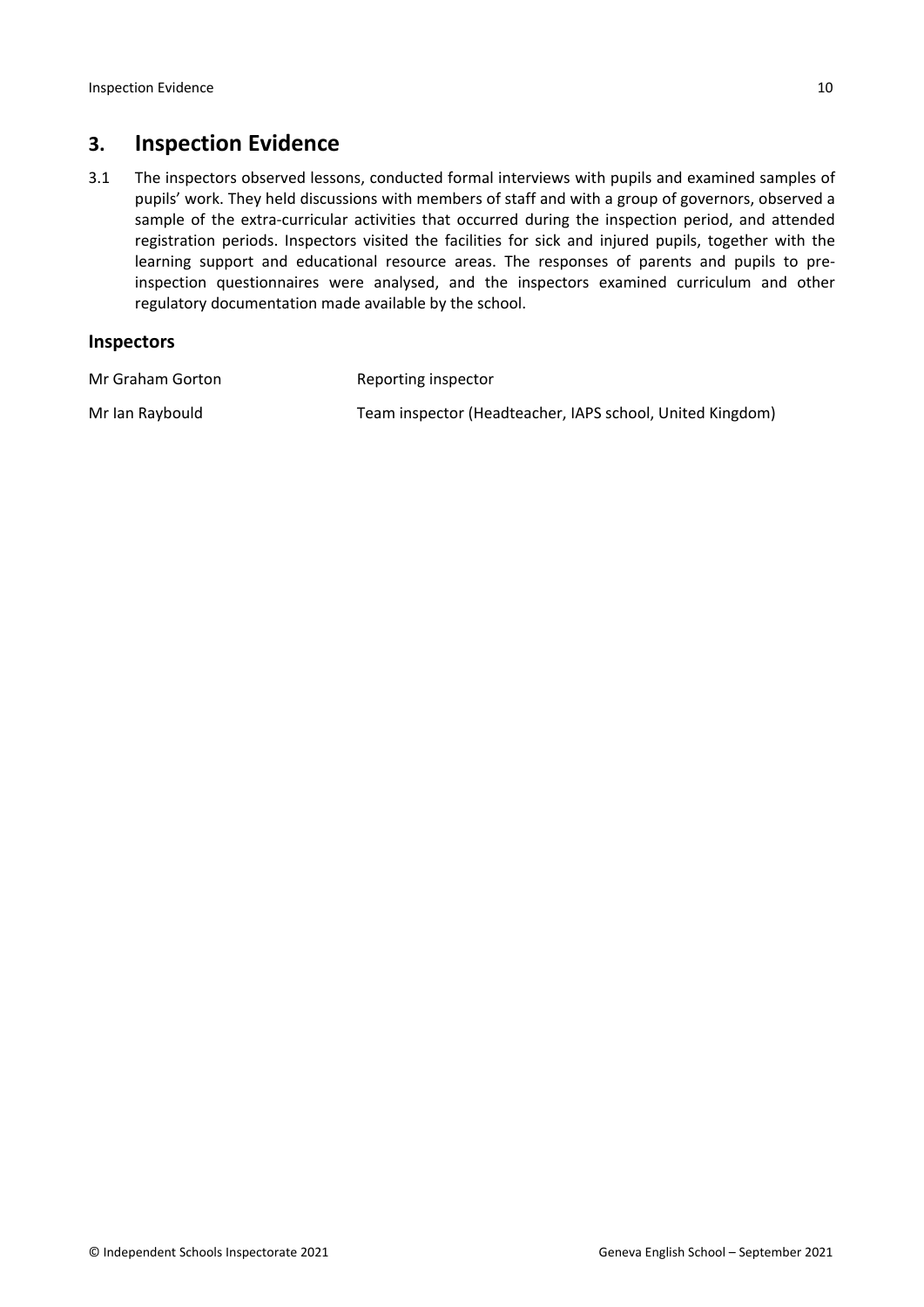## 3. Inspection Evidence

3.1 The inspectors observed lessons, conducted formal interviews with pupils and examined samples of pupils' work. They held discussions with members of staff and with a group of governors, observed a sample of the extra-curricular activities that occurred during the inspection period, and attended registration periods. Inspectors visited the facilities for sick and injured pupils, together with the learning support and educational resource areas. The responses of parents and pupils to pre-inspection questionnaires were analysed, and the inspectors examined curriculum and other regulatory documentation made available by the school.

### Inspectors

| | |
|---|---|
| Mr Graham Gorton | Reporting inspector |
| Mr Ian Raybould | Team inspector (Headteacher, IAPS school, United Kingdom) |